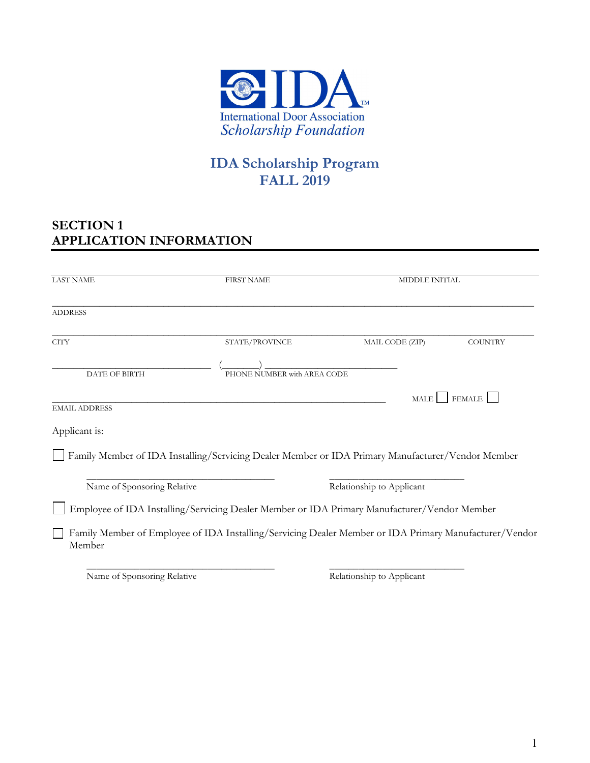IDA™

International Door Association
*Scholarship Foundation*

# IDA Scholarship Program
# FALL 2019

## SECTION 1
## APPLICATION INFORMATION

LAST NAME _______________ FIRST NAME _______________ MIDDLE INITIAL _______________

ADDRESS _______________________________________________

CITY _______________ STATE/PROVINCE _______________ MAIL CODE (ZIP) _______________ COUNTRY _______________

_______________ DATE OF BIRTH

(________) _______________ PHONE NUMBER with AREA CODE

_______________________________________________ EMAIL ADDRESS

MALE ☐ FEMALE ☐

Applicant is:

☐ Family Member of IDA Installing/Servicing Dealer Member or IDA Primary Manufacturer/Vendor Member

_______________________ Name of Sponsoring Relative

_______________________ Relationship to Applicant

☐ Employee of IDA Installing/Servicing Dealer Member or IDA Primary Manufacturer/Vendor Member

☐ Family Member of Employee of IDA Installing/Servicing Dealer Member or IDA Primary Manufacturer/Vendor Member

_______________________ Name of Sponsoring Relative

_______________________ Relationship to Applicant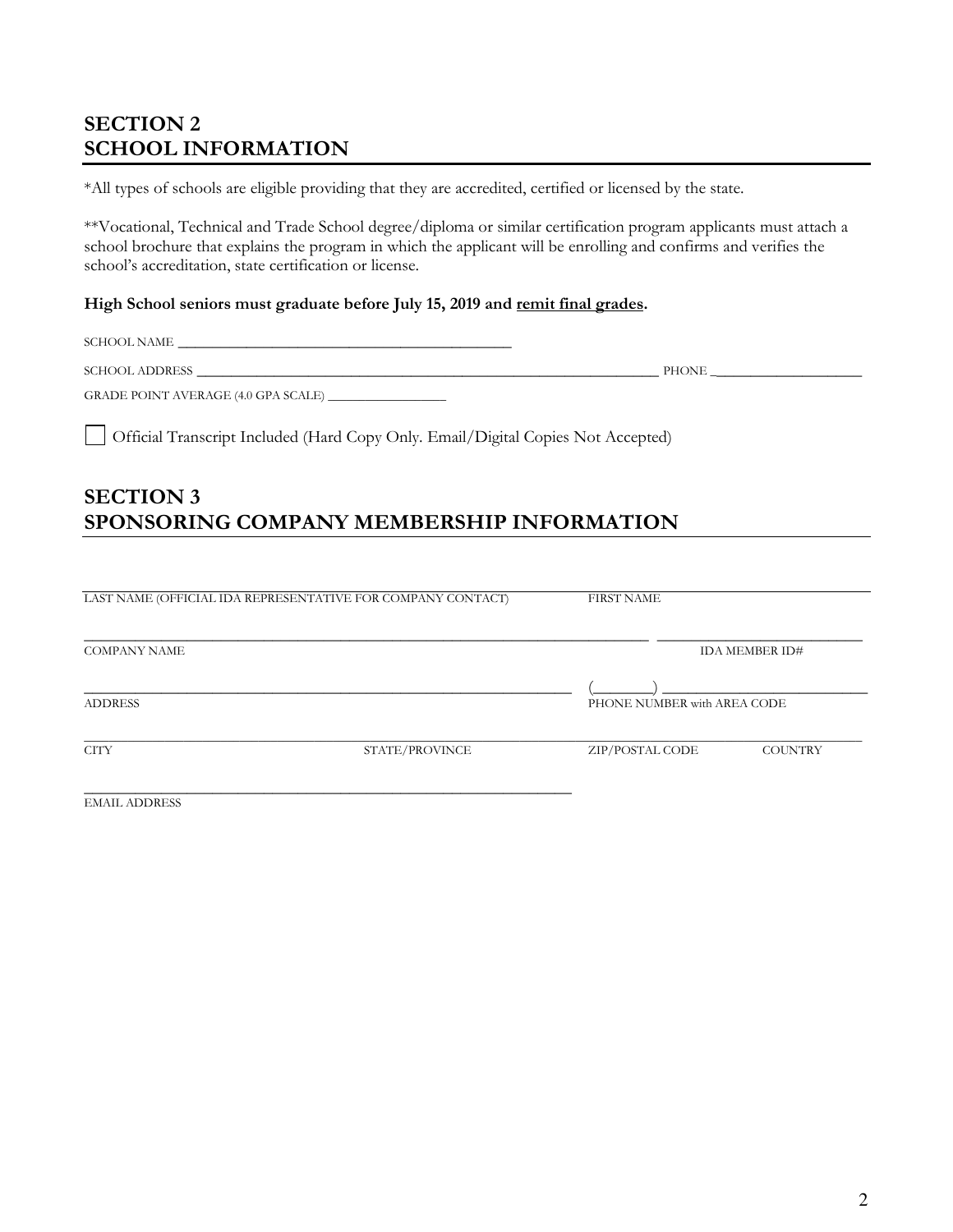## SECTION 2
## SCHOOL INFORMATION

*All types of schools are eligible providing that they are accredited, certified or licensed by the state.

**Vocational, Technical and Trade School degree/diploma or similar certification program applicants must attach a school brochure that explains the program in which the applicant will be enrolling and confirms and verifies the school's accreditation, state certification or license.

**High School seniors must graduate before July 15, 2019 and remit final grades.**

SCHOOL NAME ______________________________________________

SCHOOL ADDRESS ______________________________________________________________ PHONE ____________________

GRADE POINT AVERAGE (4.0 GPA SCALE) ________________

☐ Official Transcript Included (Hard Copy Only. Email/Digital Copies Not Accepted)

## SECTION 3
## SPONSORING COMPANY MEMBERSHIP INFORMATION

______________________________________________________________ ____________________

LAST NAME (OFFICIAL IDA REPRESENTATIVE FOR COMPANY CONTACT) FIRST NAME

______________________________________________________________ ____________________

COMPANY NAME IDA MEMBER ID#

______________________________________________________________ (________) ____________________

ADDRESS PHONE NUMBER with AREA CODE

______________________________________________________________________________________

CITY STATE/PROVINCE ZIP/POSTAL CODE COUNTRY

______________________________________________________________

EMAIL ADDRESS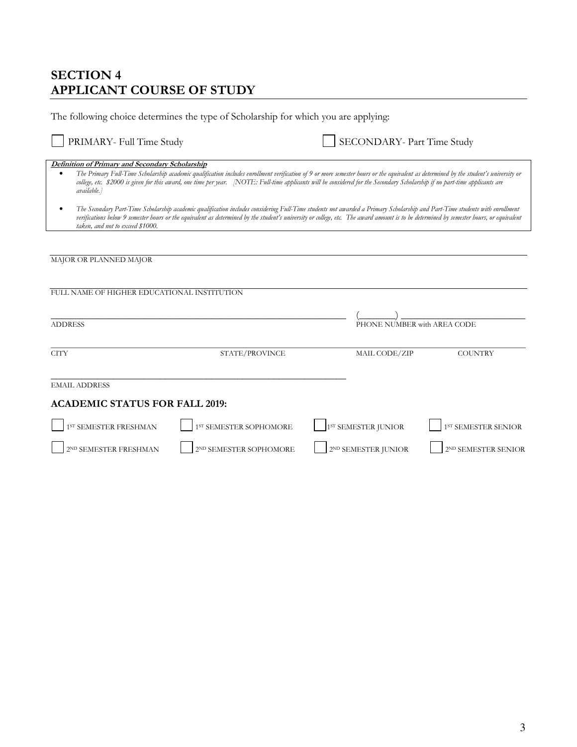## SECTION 4
## APPLICANT COURSE OF STUDY

The following choice determines the type of Scholarship for which you are applying:

☐ PRIMARY- Full Time Study ☐ SECONDARY- Part Time Study

***Definition of Primary and Secondary Scholarship***

- *The Primary Full-Time Scholarship academic qualification includes enrollment verification of 9 or more semester hours or the equivalent as determined by the student's university or college, etc. $2000 is given for this award, one time per year. [NOTE: Full-time applicants will be considered for the Secondary Scholarship if no part-time applicants are available.]*
- *The Secondary Part-Time Scholarship academic qualification includes considering Full-Time students not awarded a Primary Scholarship and Part-Time students with enrollment verifications below 9 semester hours or the equivalent as determined by the student's university or college, etc. The award amount is to be determined by semester hours, or equivalent taken, and not to exceed $1000.*

______________________________________________________________________
MAJOR OR PLANNED MAJOR

______________________________________________________________________
FULL NAME OF HIGHER EDUCATIONAL INSTITUTION

______________________________________ (________) ______________________
ADDRESS PHONE NUMBER with AREA CODE

______________________________________________________________________
CITY STATE/PROVINCE MAIL CODE/ZIP COUNTRY

______________________________________
EMAIL ADDRESS

### ACADEMIC STATUS FOR FALL 2019:

☐ 1ST SEMESTER FRESHMAN ☐ 1ST SEMESTER SOPHOMORE ☐ 1ST SEMESTER JUNIOR ☐ 1ST SEMESTER SENIOR

☐ 2ND SEMESTER FRESHMAN ☐ 2ND SEMESTER SOPHOMORE ☐ 2ND SEMESTER JUNIOR ☐ 2ND SEMESTER SENIOR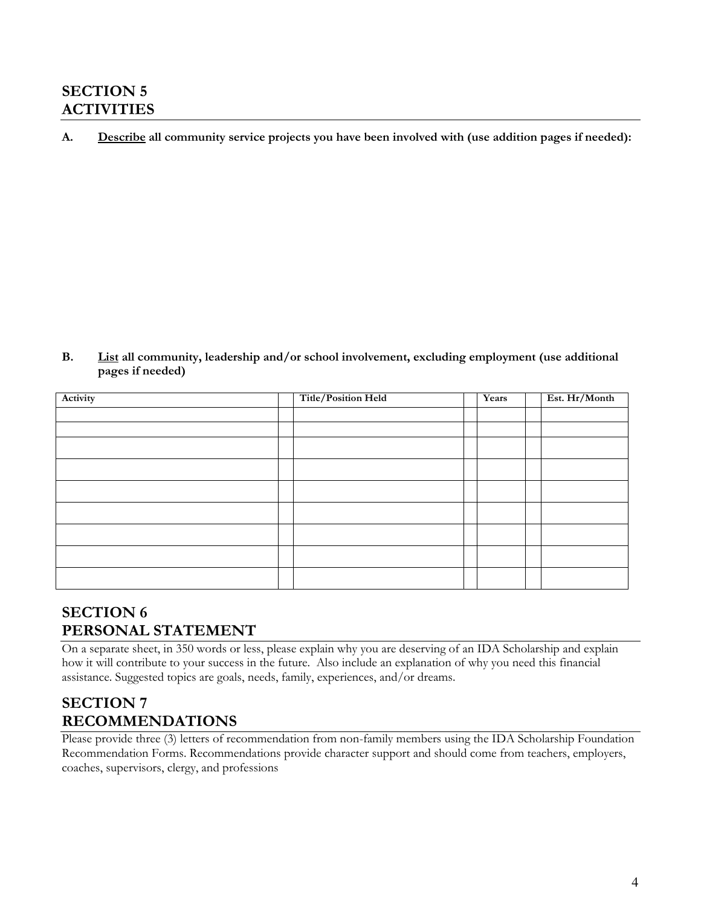## SECTION 5
## ACTIVITIES

**A.** **<u>Describe</u> all community service projects you have been involved with (use addition pages if needed):**

**B.** **<u>List</u> all community, leadership and/or school involvement, excluding employment (use additional pages if needed)**

| Activity | | Title/Position Held | | Years | | Est. Hr/Month |
|---|---|---|---|---|---|---|
| | | | | | | |
| | | | | | | |
| | | | | | | |
| | | | | | | |
| | | | | | | |
| | | | | | | |
| | | | | | | |
| | | | | | | |
| | | | | | | |

## SECTION 6
## PERSONAL STATEMENT

On a separate sheet, in 350 words or less, please explain why you are deserving of an IDA Scholarship and explain how it will contribute to your success in the future. Also include an explanation of why you need this financial assistance. Suggested topics are goals, needs, family, experiences, and/or dreams.

## SECTION 7
## RECOMMENDATIONS

Please provide three (3) letters of recommendation from non-family members using the IDA Scholarship Foundation Recommendation Forms. Recommendations provide character support and should come from teachers, employers, coaches, supervisors, clergy, and professions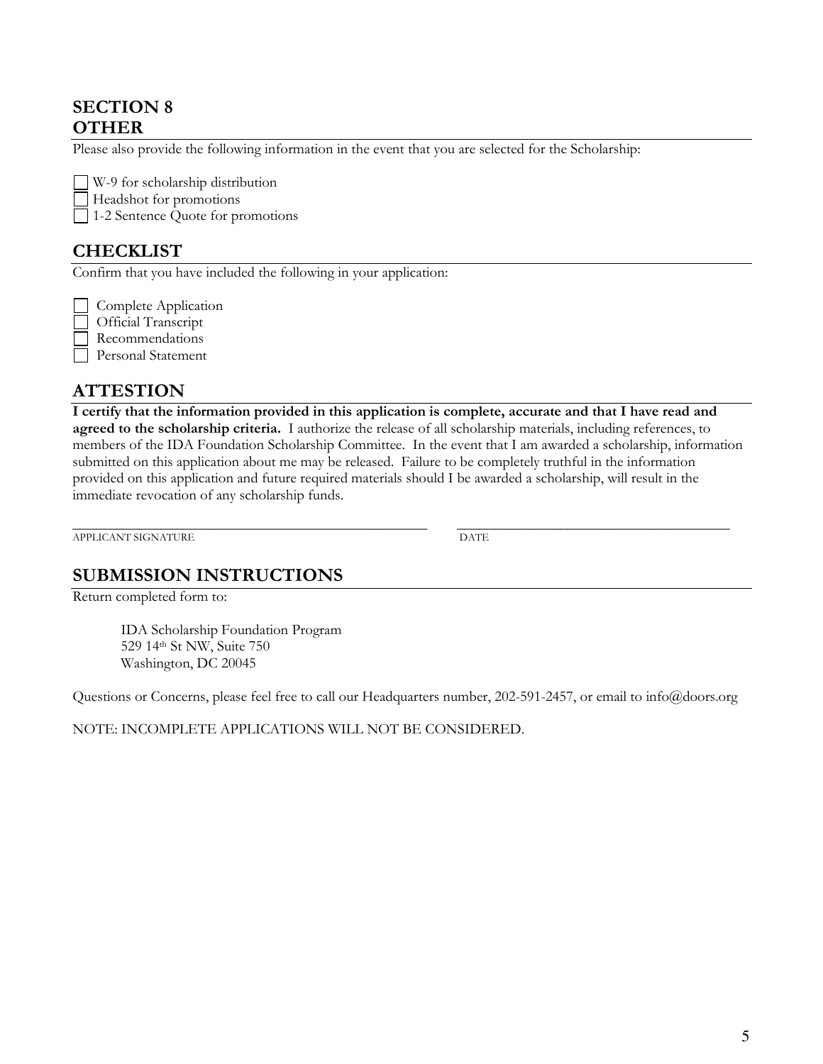## SECTION 8
## OTHER

Please also provide the following information in the event that you are selected for the Scholarship:

- [ ] W-9 for scholarship distribution
- [ ] Headshot for promotions
- [ ] 1-2 Sentence Quote for promotions

## CHECKLIST

Confirm that you have included the following in your application:

- [ ] Complete Application
- [ ] Official Transcript
- [ ] Recommendations
- [ ] Personal Statement

## ATTESTION

**I certify that the information provided in this application is complete, accurate and that I have read and agreed to the scholarship criteria.** I authorize the release of all scholarship materials, including references, to members of the IDA Foundation Scholarship Committee. In the event that I am awarded a scholarship, information submitted on this application about me may be released. Failure to be completely truthful in the information provided on this application and future required materials should I be awarded a scholarship, will result in the immediate revocation of any scholarship funds.

_______________________________________________ &nbsp;&nbsp;&nbsp;&nbsp; ____________________________________

APPLICANT SIGNATURE &nbsp;&nbsp;&nbsp;&nbsp; DATE

## SUBMISSION INSTRUCTIONS

Return completed form to:

> IDA Scholarship Foundation Program
> 529 14th St NW, Suite 750
> Washington, DC 20045

Questions or Concerns, please feel free to call our Headquarters number, 202-591-2457, or email to info@doors.org

NOTE: INCOMPLETE APPLICATIONS WILL NOT BE CONSIDERED.